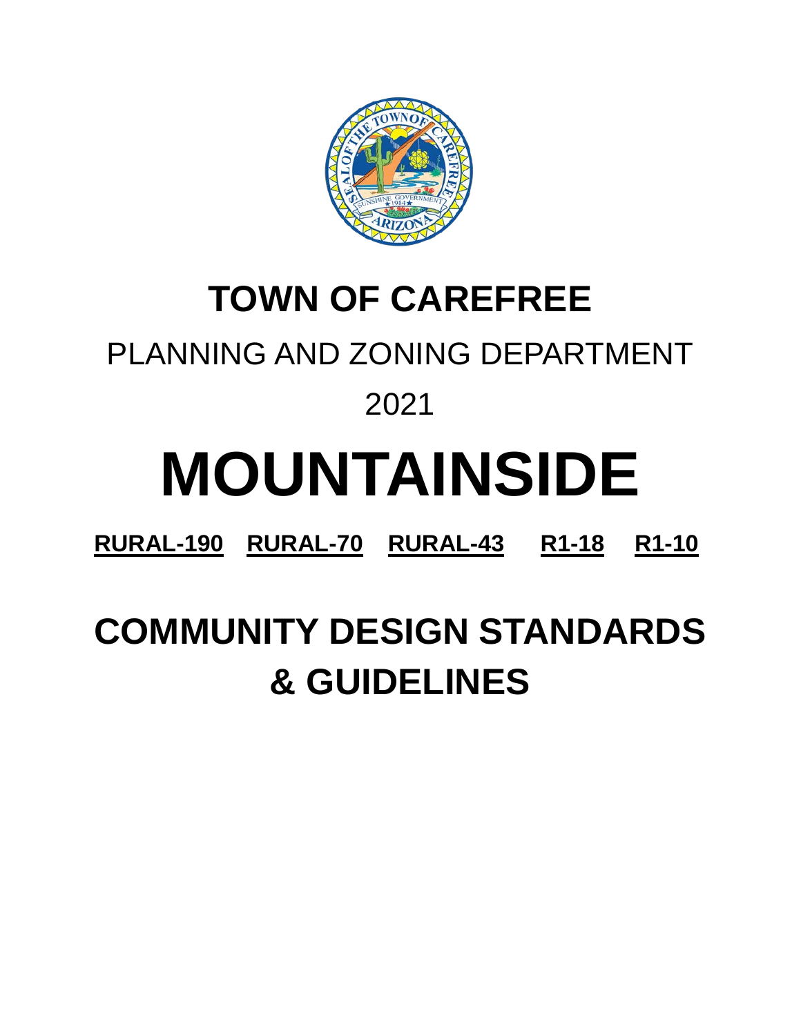# TOWN OF CAREFREE

PLANNING AND ZONING DEPARTMENT

2021

# MOUNTAINSIDE

**RURAL-190 RURAL-70 RURAL-43 R1-18 R1-10**

# COMMUNITY DESIGN STANDARDS & GUIDELINES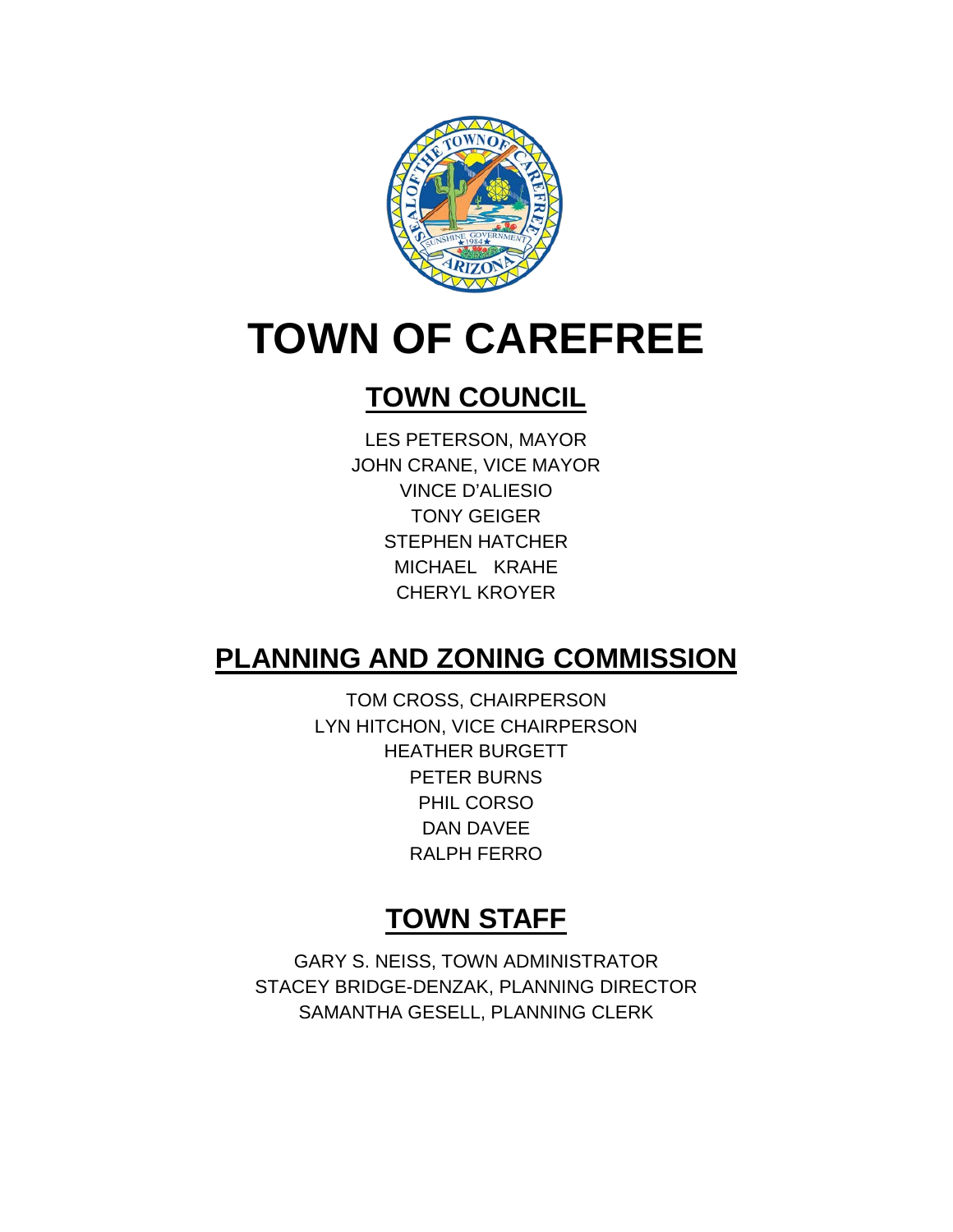# TOWN OF CAREFREE

## TOWN COUNCIL

LES PETERSON, MAYOR
JOHN CRANE, VICE MAYOR
VINCE D'ALIESIO
TONY GEIGER
STEPHEN HATCHER
MICHAEL KRAHE
CHERYL KROYER

## PLANNING AND ZONING COMMISSION

TOM CROSS, CHAIRPERSON
LYN HITCHON, VICE CHAIRPERSON
HEATHER BURGETT
PETER BURNS
PHIL CORSO
DAN DAVEE
RALPH FERRO

## TOWN STAFF

GARY S. NEISS, TOWN ADMINISTRATOR
STACEY BRIDGE-DENZAK, PLANNING DIRECTOR
SAMANTHA GESELL, PLANNING CLERK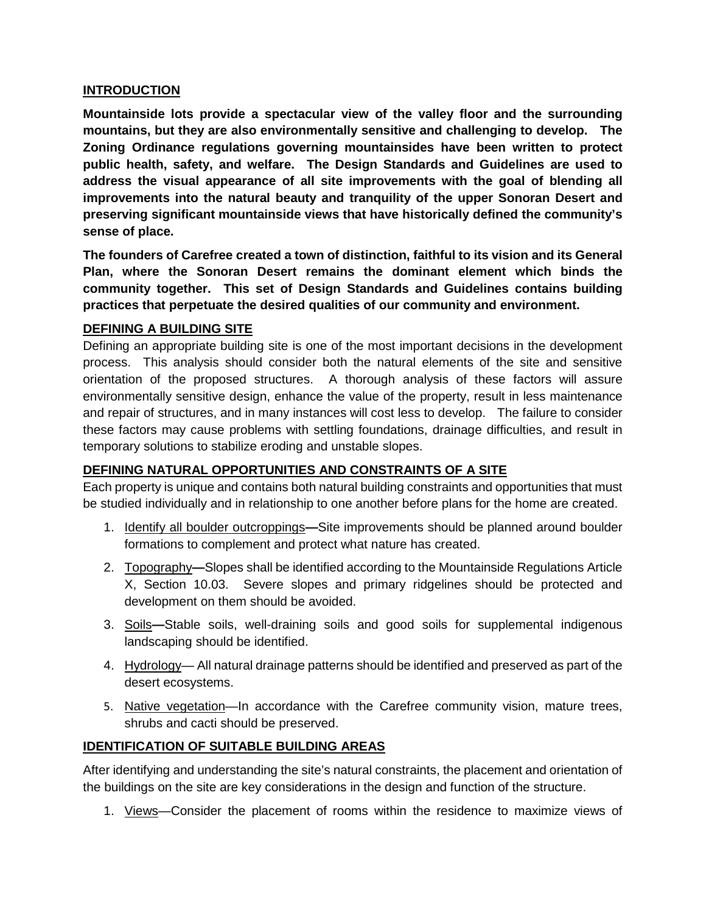## INTRODUCTION

**Mountainside lots provide a spectacular view of the valley floor and the surrounding mountains, but they are also environmentally sensitive and challenging to develop. The Zoning Ordinance regulations governing mountainsides have been written to protect public health, safety, and welfare. The Design Standards and Guidelines are used to address the visual appearance of all site improvements with the goal of blending all improvements into the natural beauty and tranquility of the upper Sonoran Desert and preserving significant mountainside views that have historically defined the community's sense of place.**

**The founders of Carefree created a town of distinction, faithful to its vision and its General Plan, where the Sonoran Desert remains the dominant element which binds the community together. This set of Design Standards and Guidelines contains building practices that perpetuate the desired qualities of our community and environment.**

## DEFINING A BUILDING SITE

Defining an appropriate building site is one of the most important decisions in the development process. This analysis should consider both the natural elements of the site and sensitive orientation of the proposed structures. A thorough analysis of these factors will assure environmentally sensitive design, enhance the value of the property, result in less maintenance and repair of structures, and in many instances will cost less to develop. The failure to consider these factors may cause problems with settling foundations, drainage difficulties, and result in temporary solutions to stabilize eroding and unstable slopes.

## DEFINING NATURAL OPPORTUNITIES AND CONSTRAINTS OF A SITE

Each property is unique and contains both natural building constraints and opportunities that must be studied individually and in relationship to one another before plans for the home are created.

1. Identify all boulder outcroppings—Site improvements should be planned around boulder formations to complement and protect what nature has created.
2. Topography—Slopes shall be identified according to the Mountainside Regulations Article X, Section 10.03. Severe slopes and primary ridgelines should be protected and development on them should be avoided.
3. Soils—Stable soils, well-draining soils and good soils for supplemental indigenous landscaping should be identified.
4. Hydrology— All natural drainage patterns should be identified and preserved as part of the desert ecosystems.
5. Native vegetation—In accordance with the Carefree community vision, mature trees, shrubs and cacti should be preserved.

## IDENTIFICATION OF SUITABLE BUILDING AREAS

After identifying and understanding the site's natural constraints, the placement and orientation of the buildings on the site are key considerations in the design and function of the structure.

1. Views—Consider the placement of rooms within the residence to maximize views of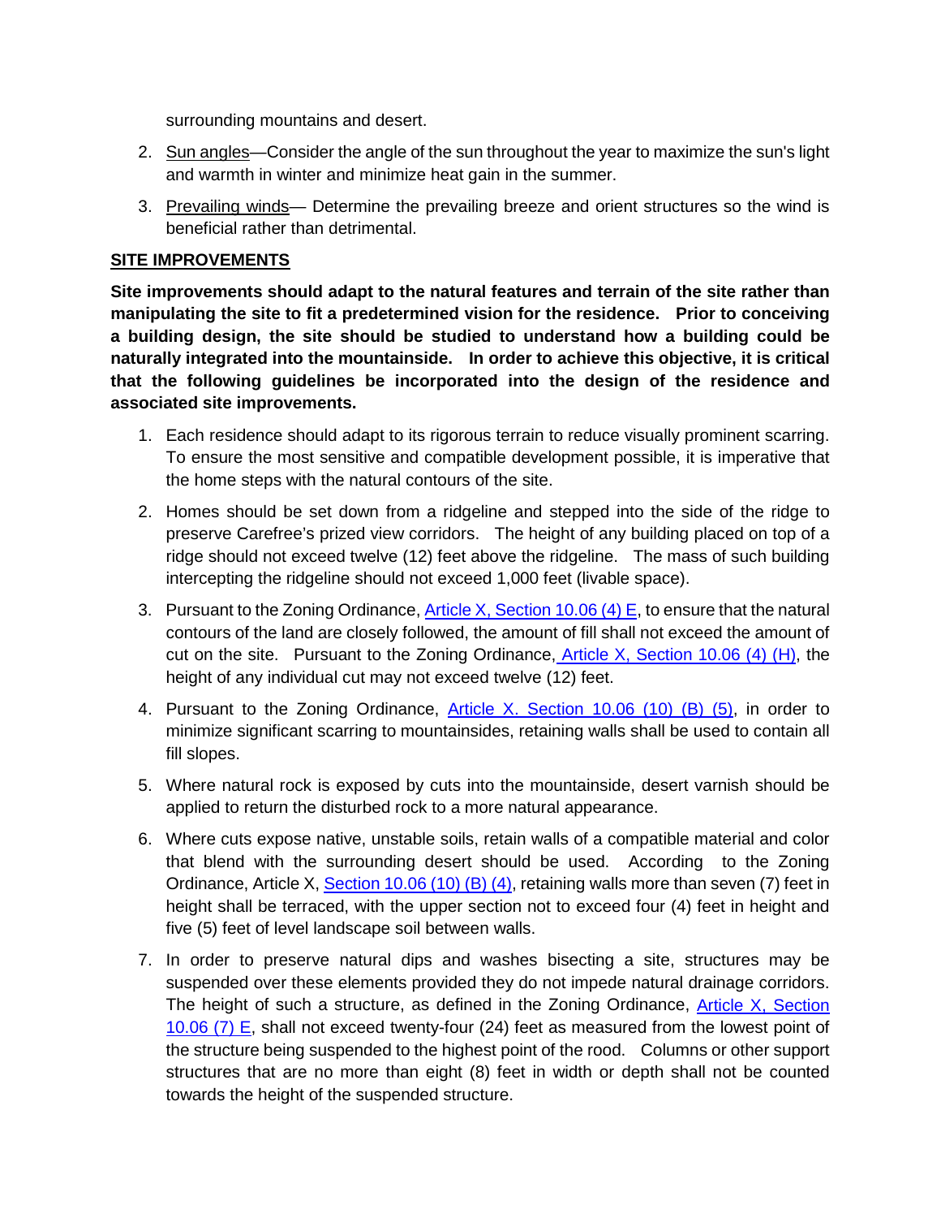surrounding mountains and desert.

2. Sun angles—Consider the angle of the sun throughout the year to maximize the sun's light and warmth in winter and minimize heat gain in the summer.
3. Prevailing winds— Determine the prevailing breeze and orient structures so the wind is beneficial rather than detrimental.

## SITE IMPROVEMENTS

**Site improvements should adapt to the natural features and terrain of the site rather than manipulating the site to fit a predetermined vision for the residence. Prior to conceiving a building design, the site should be studied to understand how a building could be naturally integrated into the mountainside. In order to achieve this objective, it is critical that the following guidelines be incorporated into the design of the residence and associated site improvements.**

1. Each residence should adapt to its rigorous terrain to reduce visually prominent scarring. To ensure the most sensitive and compatible development possible, it is imperative that the home steps with the natural contours of the site.
2. Homes should be set down from a ridgeline and stepped into the side of the ridge to preserve Carefree's prized view corridors. The height of any building placed on top of a ridge should not exceed twelve (12) feet above the ridgeline. The mass of such building intercepting the ridgeline should not exceed 1,000 feet (livable space).
3. Pursuant to the Zoning Ordinance, Article X, Section 10.06 (4) E, to ensure that the natural contours of the land are closely followed, the amount of fill shall not exceed the amount of cut on the site. Pursuant to the Zoning Ordinance, Article X, Section 10.06 (4) (H), the height of any individual cut may not exceed twelve (12) feet.
4. Pursuant to the Zoning Ordinance, Article X. Section 10.06 (10) (B) (5), in order to minimize significant scarring to mountainsides, retaining walls shall be used to contain all fill slopes.
5. Where natural rock is exposed by cuts into the mountainside, desert varnish should be applied to return the disturbed rock to a more natural appearance.
6. Where cuts expose native, unstable soils, retain walls of a compatible material and color that blend with the surrounding desert should be used. According to the Zoning Ordinance, Article X, Section 10.06 (10) (B) (4), retaining walls more than seven (7) feet in height shall be terraced, with the upper section not to exceed four (4) feet in height and five (5) feet of level landscape soil between walls.
7. In order to preserve natural dips and washes bisecting a site, structures may be suspended over these elements provided they do not impede natural drainage corridors. The height of such a structure, as defined in the Zoning Ordinance, Article X, Section 10.06 (7) E, shall not exceed twenty-four (24) feet as measured from the lowest point of the structure being suspended to the highest point of the rood. Columns or other support structures that are no more than eight (8) feet in width or depth shall not be counted towards the height of the suspended structure.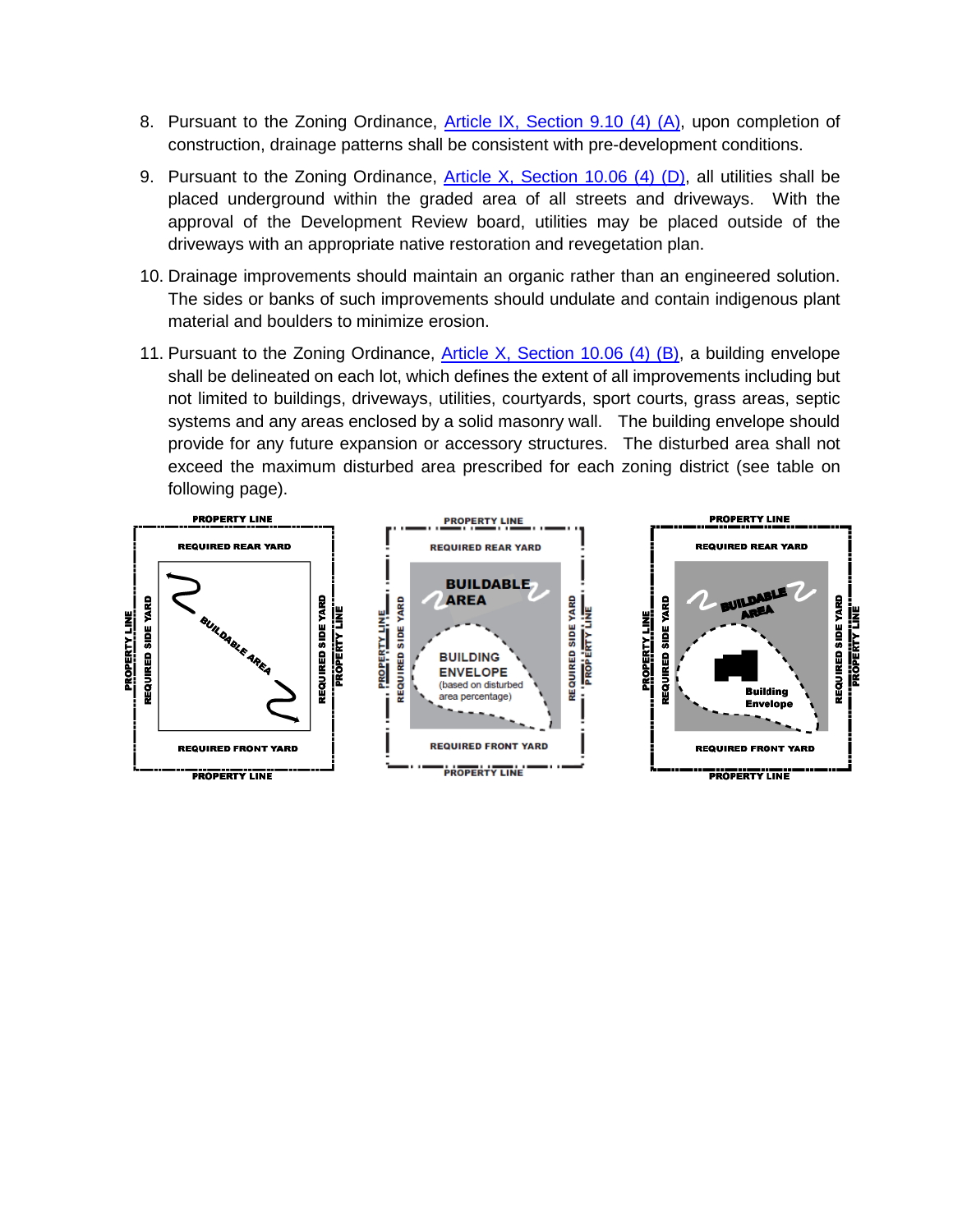8. Pursuant to the Zoning Ordinance, [Article IX, Section 9.10 (4) (A)](), upon completion of construction, drainage patterns shall be consistent with pre-development conditions.

9. Pursuant to the Zoning Ordinance, [Article X, Section 10.06 (4) (D)](), all utilities shall be placed underground within the graded area of all streets and driveways. With the approval of the Development Review board, utilities may be placed outside of the driveways with an appropriate native restoration and revegetation plan.

10. Drainage improvements should maintain an organic rather than an engineered solution. The sides or banks of such improvements should undulate and contain indigenous plant material and boulders to minimize erosion.

11. Pursuant to the Zoning Ordinance, [Article X, Section 10.06 (4) (B)](), a building envelope shall be delineated on each lot, which defines the extent of all improvements including but not limited to buildings, driveways, utilities, courtyards, sport courts, grass areas, septic systems and any areas enclosed by a solid masonry wall. The building envelope should provide for any future expansion or accessory structures. The disturbed area shall not exceed the maximum disturbed area prescribed for each zoning district (see table on following page).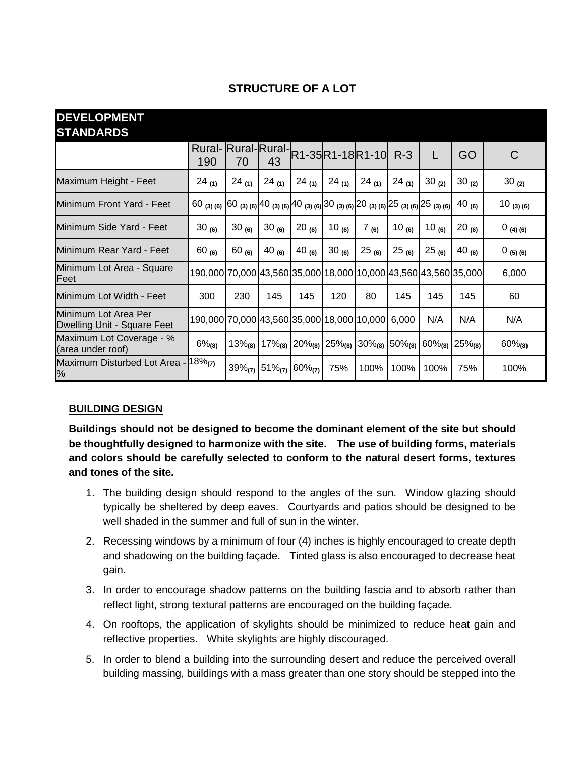## STRUCTURE OF A LOT

| DEVELOPMENT STANDARDS | | | | | | | | | | |
|---|---|---|---|---|---|---|---|---|---|---|
| | Rural-190 | Rural-70 | Rural-43 | R1-35 | R1-18 | R1-10 | R-3 | L | GO | C |
| Maximum Height - Feet | 24 (1) | 24 (1) | 24 (1) | 24 (1) | 24 (1) | 24 (1) | 24 (1) | 30 (2) | 30 (2) | 30 (2) |
| Minimum Front Yard - Feet | 60 (3) (6) | 60 (3) (6) | 40 (3) (6) | 40 (3) (6) | 30 (3) (6) | 20 (3) (6) | 25 (3) (6) | 25 (3) (6) | 40 (6) | 10 (3) (6) |
| Minimum Side Yard - Feet | 30 (6) | 30 (6) | 30 (6) | 20 (6) | 10 (6) | 7 (6) | 10 (6) | 10 (6) | 20 (6) | 0 (4) (6) |
| Minimum Rear Yard - Feet | 60 (6) | 60 (6) | 40 (6) | 40 (6) | 30 (6) | 25 (6) | 25 (6) | 25 (6) | 40 (6) | 0 (5) (6) |
| Minimum Lot Area - Square Feet | 190,000 | 70,000 | 43,560 | 35,000 | 18,000 | 10,000 | 43,560 | 43,560 | 35,000 | 6,000 |
| Minimum Lot Width - Feet | 300 | 230 | 145 | 145 | 120 | 80 | 145 | 145 | 145 | 60 |
| Minimum Lot Area Per Dwelling Unit - Square Feet | 190,000 | 70,000 | 43,560 | 35,000 | 18,000 | 10,000 | 6,000 | N/A | N/A | N/A |
| Maximum Lot Coverage - % (area under roof) | 6% (8) | 13% (8) | 17% (8) | 20% (8) | 25% (8) | 30% (8) | 50% (8) | 60% (8) | 25% (8) | 60% (8) |
| Maximum Disturbed Lot Area - % | 18% (7) | 39% (7) | 51% (7) | 60% (7) | 75% | 100% | 100% | 100% | 75% | 100% |

### BUILDING DESIGN

**Buildings should not be designed to become the dominant element of the site but should be thoughtfully designed to harmonize with the site. The use of building forms, materials and colors should be carefully selected to conform to the natural desert forms, textures and tones of the site.**

1. The building design should respond to the angles of the sun. Window glazing should typically be sheltered by deep eaves. Courtyards and patios should be designed to be well shaded in the summer and full of sun in the winter.
2. Recessing windows by a minimum of four (4) inches is highly encouraged to create depth and shadowing on the building façade. Tinted glass is also encouraged to decrease heat gain.
3. In order to encourage shadow patterns on the building fascia and to absorb rather than reflect light, strong textural patterns are encouraged on the building façade.
4. On rooftops, the application of skylights should be minimized to reduce heat gain and reflective properties. White skylights are highly discouraged.
5. In order to blend a building into the surrounding desert and reduce the perceived overall building massing, buildings with a mass greater than one story should be stepped into the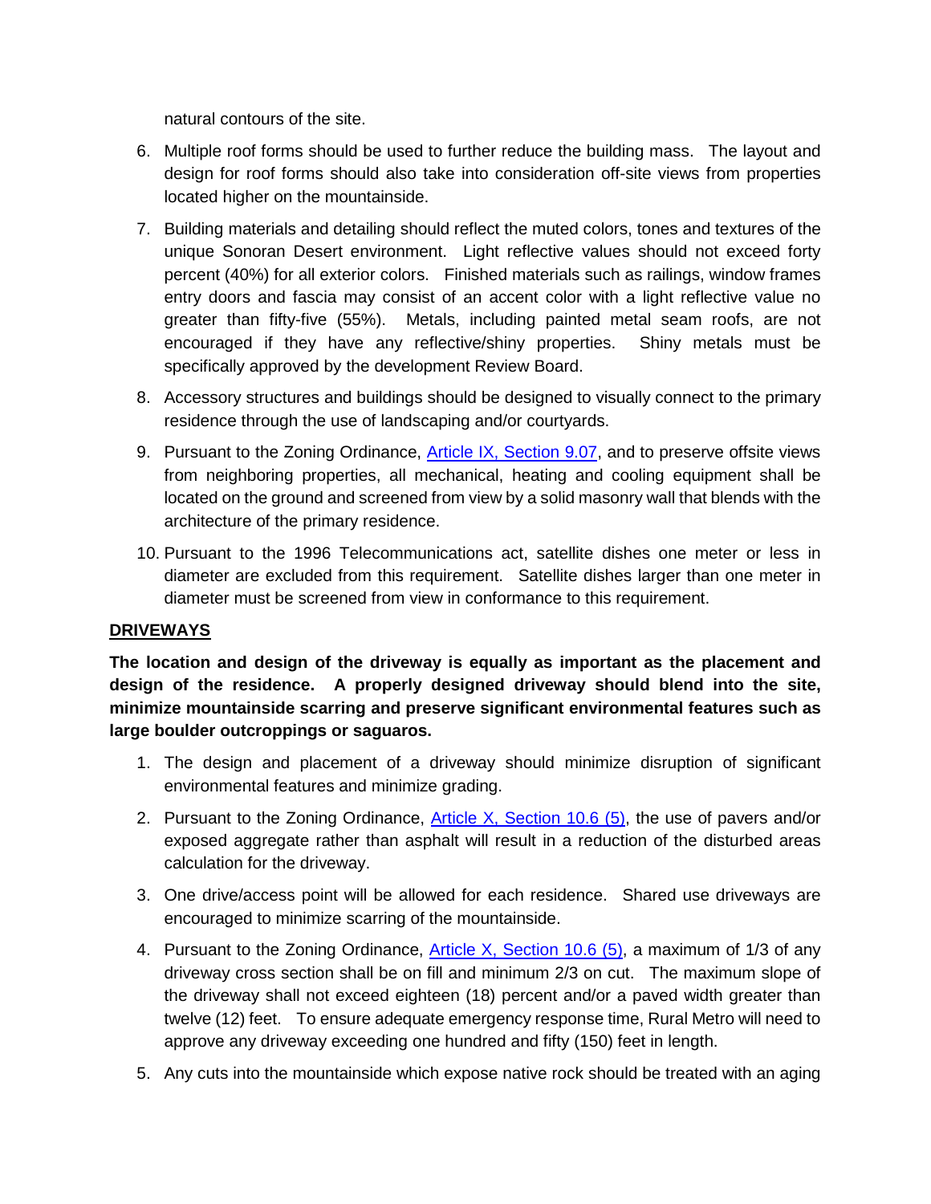natural contours of the site.

6. Multiple roof forms should be used to further reduce the building mass. The layout and design for roof forms should also take into consideration off-site views from properties located higher on the mountainside.

7. Building materials and detailing should reflect the muted colors, tones and textures of the unique Sonoran Desert environment. Light reflective values should not exceed forty percent (40%) for all exterior colors. Finished materials such as railings, window frames entry doors and fascia may consist of an accent color with a light reflective value no greater than fifty-five (55%). Metals, including painted metal seam roofs, are not encouraged if they have any reflective/shiny properties. Shiny metals must be specifically approved by the development Review Board.

8. Accessory structures and buildings should be designed to visually connect to the primary residence through the use of landscaping and/or courtyards.

9. Pursuant to the Zoning Ordinance, Article IX, Section 9.07, and to preserve offsite views from neighboring properties, all mechanical, heating and cooling equipment shall be located on the ground and screened from view by a solid masonry wall that blends with the architecture of the primary residence.

10. Pursuant to the 1996 Telecommunications act, satellite dishes one meter or less in diameter are excluded from this requirement. Satellite dishes larger than one meter in diameter must be screened from view in conformance to this requirement.

**DRIVEWAYS**

**The location and design of the driveway is equally as important as the placement and design of the residence. A properly designed driveway should blend into the site, minimize mountainside scarring and preserve significant environmental features such as large boulder outcroppings or saguaros.**

1. The design and placement of a driveway should minimize disruption of significant environmental features and minimize grading.

2. Pursuant to the Zoning Ordinance, Article X, Section 10.6 (5), the use of pavers and/or exposed aggregate rather than asphalt will result in a reduction of the disturbed areas calculation for the driveway.

3. One drive/access point will be allowed for each residence. Shared use driveways are encouraged to minimize scarring of the mountainside.

4. Pursuant to the Zoning Ordinance, Article X, Section 10.6 (5), a maximum of 1/3 of any driveway cross section shall be on fill and minimum 2/3 on cut. The maximum slope of the driveway shall not exceed eighteen (18) percent and/or a paved width greater than twelve (12) feet. To ensure adequate emergency response time, Rural Metro will need to approve any driveway exceeding one hundred and fifty (150) feet in length.

5. Any cuts into the mountainside which expose native rock should be treated with an aging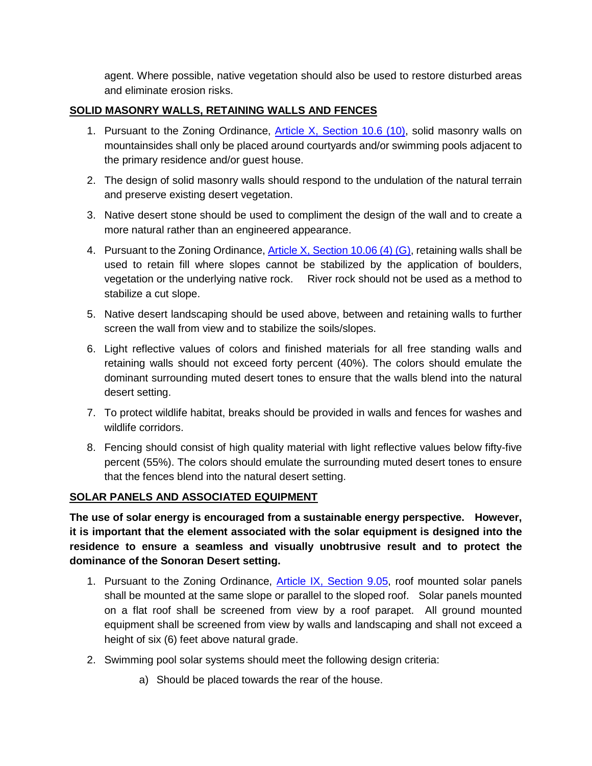agent. Where possible, native vegetation should also be used to restore disturbed areas and eliminate erosion risks.

## SOLID MASONRY WALLS, RETAINING WALLS AND FENCES

1. Pursuant to the Zoning Ordinance, Article X, Section 10.6 (10), solid masonry walls on mountainsides shall only be placed around courtyards and/or swimming pools adjacent to the primary residence and/or guest house.
2. The design of solid masonry walls should respond to the undulation of the natural terrain and preserve existing desert vegetation.
3. Native desert stone should be used to compliment the design of the wall and to create a more natural rather than an engineered appearance.
4. Pursuant to the Zoning Ordinance, Article X, Section 10.06 (4) (G), retaining walls shall be used to retain fill where slopes cannot be stabilized by the application of boulders, vegetation or the underlying native rock. River rock should not be used as a method to stabilize a cut slope.
5. Native desert landscaping should be used above, between and retaining walls to further screen the wall from view and to stabilize the soils/slopes.
6. Light reflective values of colors and finished materials for all free standing walls and retaining walls should not exceed forty percent (40%). The colors should emulate the dominant surrounding muted desert tones to ensure that the walls blend into the natural desert setting.
7. To protect wildlife habitat, breaks should be provided in walls and fences for washes and wildlife corridors.
8. Fencing should consist of high quality material with light reflective values below fifty-five percent (55%). The colors should emulate the surrounding muted desert tones to ensure that the fences blend into the natural desert setting.

## SOLAR PANELS AND ASSOCIATED EQUIPMENT

**The use of solar energy is encouraged from a sustainable energy perspective. However, it is important that the element associated with the solar equipment is designed into the residence to ensure a seamless and visually unobtrusive result and to protect the dominance of the Sonoran Desert setting.**

1. Pursuant to the Zoning Ordinance, Article IX, Section 9.05, roof mounted solar panels shall be mounted at the same slope or parallel to the sloped roof. Solar panels mounted on a flat roof shall be screened from view by a roof parapet. All ground mounted equipment shall be screened from view by walls and landscaping and shall not exceed a height of six (6) feet above natural grade.
2. Swimming pool solar systems should meet the following design criteria:
   a) Should be placed towards the rear of the house.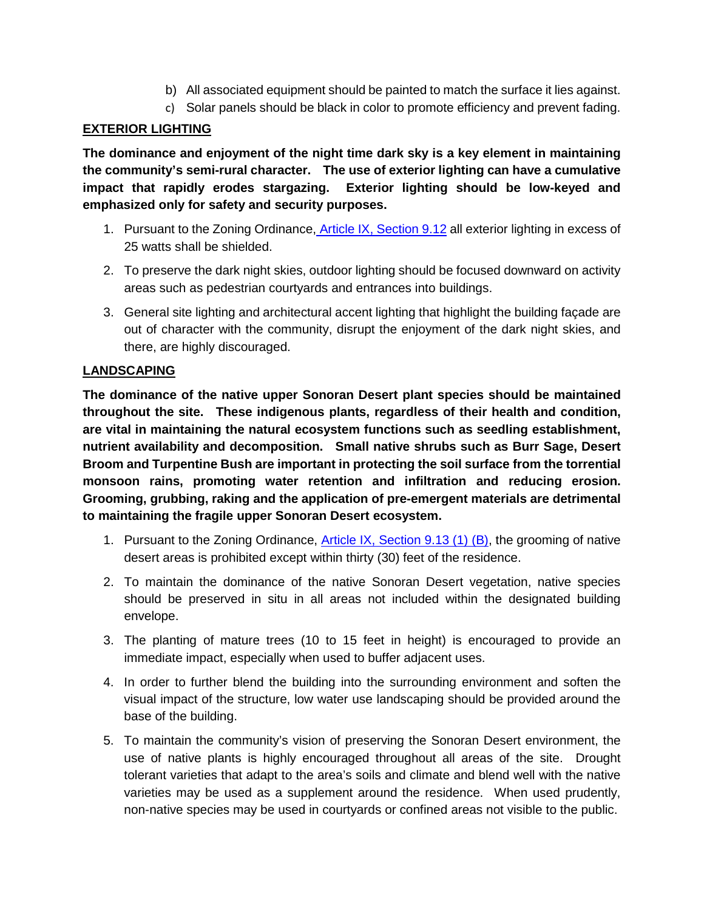b) All associated equipment should be painted to match the surface it lies against.
c) Solar panels should be black in color to promote efficiency and prevent fading.

## EXTERIOR LIGHTING

**The dominance and enjoyment of the night time dark sky is a key element in maintaining the community's semi-rural character. The use of exterior lighting can have a cumulative impact that rapidly erodes stargazing. Exterior lighting should be low-keyed and emphasized only for safety and security purposes.**

1. Pursuant to the Zoning Ordinance, Article IX, Section 9.12 all exterior lighting in excess of 25 watts shall be shielded.
2. To preserve the dark night skies, outdoor lighting should be focused downward on activity areas such as pedestrian courtyards and entrances into buildings.
3. General site lighting and architectural accent lighting that highlight the building façade are out of character with the community, disrupt the enjoyment of the dark night skies, and there, are highly discouraged.

## LANDSCAPING

**The dominance of the native upper Sonoran Desert plant species should be maintained throughout the site. These indigenous plants, regardless of their health and condition, are vital in maintaining the natural ecosystem functions such as seedling establishment, nutrient availability and decomposition. Small native shrubs such as Burr Sage, Desert Broom and Turpentine Bush are important in protecting the soil surface from the torrential monsoon rains, promoting water retention and infiltration and reducing erosion. Grooming, grubbing, raking and the application of pre-emergent materials are detrimental to maintaining the fragile upper Sonoran Desert ecosystem.**

1. Pursuant to the Zoning Ordinance, Article IX, Section 9.13 (1) (B), the grooming of native desert areas is prohibited except within thirty (30) feet of the residence.
2. To maintain the dominance of the native Sonoran Desert vegetation, native species should be preserved in situ in all areas not included within the designated building envelope.
3. The planting of mature trees (10 to 15 feet in height) is encouraged to provide an immediate impact, especially when used to buffer adjacent uses.
4. In order to further blend the building into the surrounding environment and soften the visual impact of the structure, low water use landscaping should be provided around the base of the building.
5. To maintain the community's vision of preserving the Sonoran Desert environment, the use of native plants is highly encouraged throughout all areas of the site. Drought tolerant varieties that adapt to the area's soils and climate and blend well with the native varieties may be used as a supplement around the residence. When used prudently, non-native species may be used in courtyards or confined areas not visible to the public.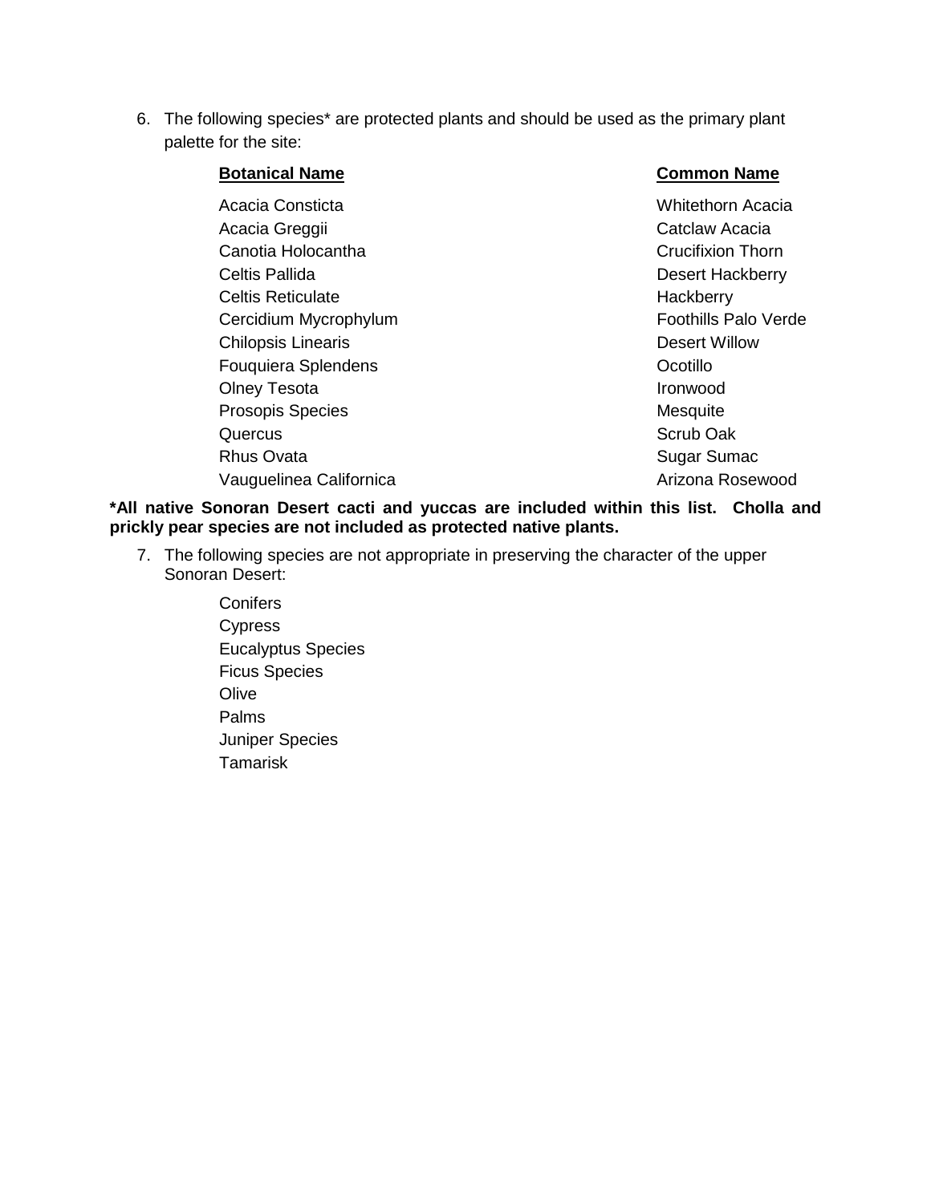6. The following species* are protected plants and should be used as the primary plant palette for the site:

| **Botanical Name** | **Common Name** |
|---|---|
| Acacia Consticta | Whitethorn Acacia |
| Acacia Greggii | Catclaw Acacia |
| Canotia Holocantha | Crucifixion Thorn |
| Celtis Pallida | Desert Hackberry |
| Celtis Reticulate | Hackberry |
| Cercidium Mycrophylum | Foothills Palo Verde |
| Chilopsis Linearis | Desert Willow |
| Fouquiera Splendens | Ocotillo |
| Olney Tesota | Ironwood |
| Prosopis Species | Mesquite |
| Quercus | Scrub Oak |
| Rhus Ovata | Sugar Sumac |
| Vauguelinea Californica | Arizona Rosewood |

**\*All native Sonoran Desert cacti and yuccas are included within this list. Cholla and prickly pear species are not included as protected native plants.**

7. The following species are not appropriate in preserving the character of the upper Sonoran Desert:

   Conifers
   Cypress
   Eucalyptus Species
   Ficus Species
   Olive
   Palms
   Juniper Species
   Tamarisk